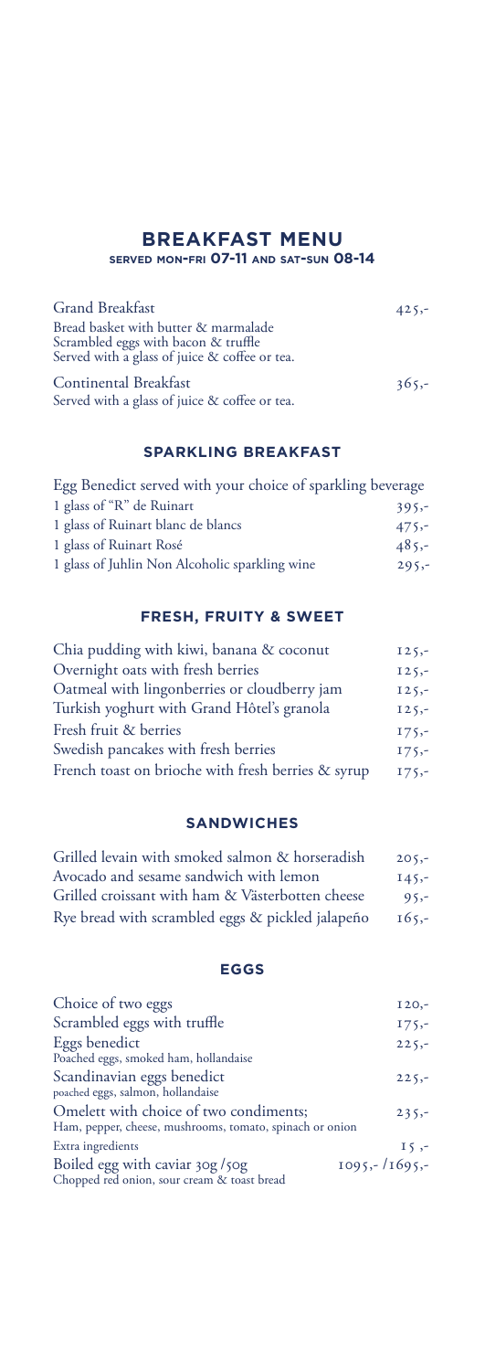# BREAKFAST MENU

**SERVED MON-FRI 07-11 AND SAT-SUN 08-14**

| | |
|---|---|
| Grand Breakfast<br>Bread basket with butter & marmalade<br>Scrambled eggs with bacon & truffle<br>Served with a glass of juice & coffee or tea. | 425,- |
| Continental Breakfast<br>Served with a glass of juice & coffee or tea. | 365,- |

## SPARKLING BREAKFAST

Egg Benedict served with your choice of sparkling beverage

| | |
|---|---|
| 1 glass of "R" de Ruinart | 395,- |
| 1 glass of Ruinart blanc de blancs | 475,- |
| 1 glass of Ruinart Rosé | 485,- |
| 1 glass of Juhlin Non Alcoholic sparkling wine | 295,- |

## FRESH, FRUITY & SWEET

| | |
|---|---|
| Chia pudding with kiwi, banana & coconut | 125,- |
| Overnight oats with fresh berries | 125,- |
| Oatmeal with lingonberries or cloudberry jam | 125,- |
| Turkish yoghurt with Grand Hôtel's granola | 125,- |
| Fresh fruit & berries | 175,- |
| Swedish pancakes with fresh berries | 175,- |
| French toast on brioche with fresh berries & syrup | 175,- |

## SANDWICHES

| | |
|---|---|
| Grilled levain with smoked salmon & horseradish | 205,- |
| Avocado and sesame sandwich with lemon | 145,- |
| Grilled croissant with ham & Västerbotten cheese | 95,- |
| Rye bread with scrambled eggs & pickled jalapeño | 165,- |

## EGGS

| | |
|---|---|
| Choice of two eggs | 120,- |
| Scrambled eggs with truffle | 175,- |
| Eggs benedict<br>Poached eggs, smoked ham, hollandaise | 225,- |
| Scandinavian eggs benedict<br>poached eggs, salmon, hollandaise | 225,- |
| Omelett with choice of two condiments;<br>Ham, pepper, cheese, mushrooms, tomato, spinach or onion | 235,- |
| Extra ingredients | 15 ,- |
| Boiled egg with caviar 30g /50g<br>Chopped red onion, sour cream & toast bread | 1095,- /1695,- |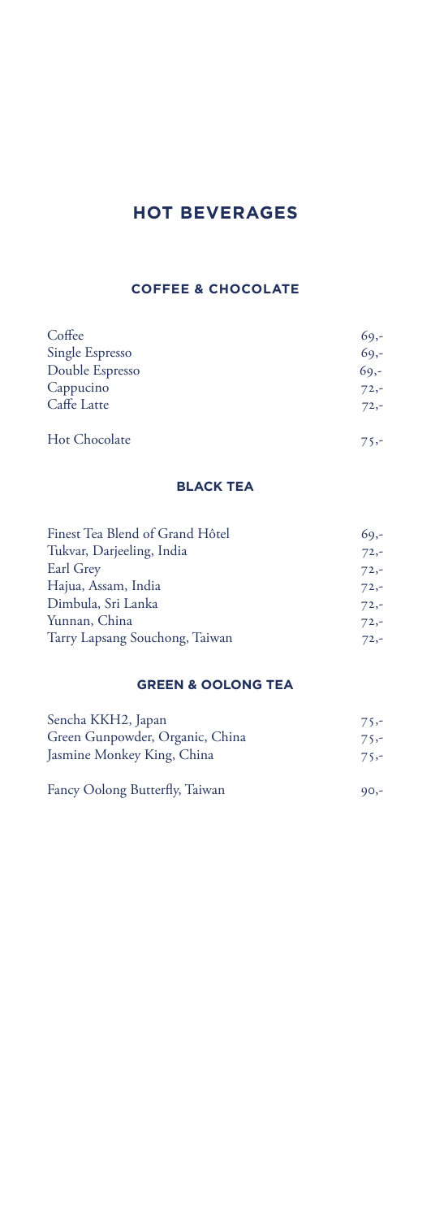# HOT BEVERAGES

## COFFEE & CHOCOLATE

| | |
|---|---|
| Coffee | 69,- |
| Single Espresso | 69,- |
| Double Espresso | 69,- |
| Cappucino | 72,- |
| Caffe Latte | 72,- |
| Hot Chocolate | 75,- |

## BLACK TEA

| | |
|---|---|
| Finest Tea Blend of Grand Hôtel | 69,- |
| Tukvar, Darjeeling, India | 72,- |
| Earl Grey | 72,- |
| Hajua, Assam, India | 72,- |
| Dimbula, Sri Lanka | 72,- |
| Yunnan, China | 72,- |
| Tarry Lapsang Souchong, Taiwan | 72,- |

## GREEN & OOLONG TEA

| | |
|---|---|
| Sencha KKH2, Japan | 75,- |
| Green Gunpowder, Organic, China | 75,- |
| Jasmine Monkey King, China | 75,- |
| Fancy Oolong Butterfly, Taiwan | 90,- |